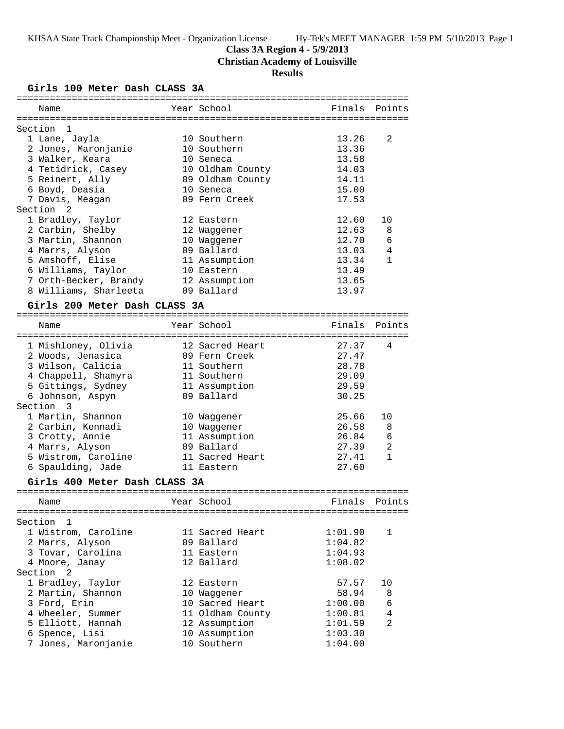KHSAA State Track Championship Meet - Organization License Hy-Tek's MEET MANAGER 1:59 PM 5/10/2013 Page 1

# Class 3A Region 4 - 5/9/2013
## Christian Academy of Louisville
### Results

### Girls 100 Meter Dash CLASS 3A

| Name | Year | School | Finals | Points |
|---|---|---|---|---|
| **Section 1** | | | | |
| 1 Lane, Jayla | 10 | Southern | 13.26 | 2 |
| 2 Jones, Maronjanie | 10 | Southern | 13.36 | |
| 3 Walker, Keara | 10 | Seneca | 13.58 | |
| 4 Tetidrick, Casey | 10 | Oldham County | 14.03 | |
| 5 Reinert, Ally | 09 | Oldham County | 14.11 | |
| 6 Boyd, Deasia | 10 | Seneca | 15.00 | |
| 7 Davis, Meagan | 09 | Fern Creek | 17.53 | |
| **Section 2** | | | | |
| 1 Bradley, Taylor | 12 | Eastern | 12.60 | 10 |
| 2 Carbin, Shelby | 12 | Waggener | 12.63 | 8 |
| 3 Martin, Shannon | 10 | Waggener | 12.70 | 6 |
| 4 Marrs, Alyson | 09 | Ballard | 13.03 | 4 |
| 5 Amshoff, Elise | 11 | Assumption | 13.34 | 1 |
| 6 Williams, Taylor | 10 | Eastern | 13.49 | |
| 7 Orth-Becker, Brandy | 12 | Assumption | 13.65 | |
| 8 Williams, Sharleeta | 09 | Ballard | 13.97 | |

### Girls 200 Meter Dash CLASS 3A

| Name | Year | School | Finals | Points |
|---|---|---|---|---|
| 1 Mishloney, Olivia | 12 | Sacred Heart | 27.37 | 4 |
| 2 Woods, Jenasica | 09 | Fern Creek | 27.47 | |
| 3 Wilson, Calicia | 11 | Southern | 28.78 | |
| 4 Chappell, Shamyra | 11 | Southern | 29.09 | |
| 5 Gittings, Sydney | 11 | Assumption | 29.59 | |
| 6 Johnson, Aspyn | 09 | Ballard | 30.25 | |
| **Section 3** | | | | |
| 1 Martin, Shannon | 10 | Waggener | 25.66 | 10 |
| 2 Carbin, Kennadi | 10 | Waggener | 26.58 | 8 |
| 3 Crotty, Annie | 11 | Assumption | 26.84 | 6 |
| 4 Marrs, Alyson | 09 | Ballard | 27.39 | 2 |
| 5 Wistrom, Caroline | 11 | Sacred Heart | 27.41 | 1 |
| 6 Spaulding, Jade | 11 | Eastern | 27.60 | |

### Girls 400 Meter Dash CLASS 3A

| Name | Year | School | Finals | Points |
|---|---|---|---|---|
| **Section 1** | | | | |
| 1 Wistrom, Caroline | 11 | Sacred Heart | 1:01.90 | 1 |
| 2 Marrs, Alyson | 09 | Ballard | 1:04.82 | |
| 3 Tovar, Carolina | 11 | Eastern | 1:04.93 | |
| 4 Moore, Janay | 12 | Ballard | 1:08.02 | |
| **Section 2** | | | | |
| 1 Bradley, Taylor | 12 | Eastern | 57.57 | 10 |
| 2 Martin, Shannon | 10 | Waggener | 58.94 | 8 |
| 3 Ford, Erin | 10 | Sacred Heart | 1:00.00 | 6 |
| 4 Wheeler, Summer | 11 | Oldham County | 1:00.81 | 4 |
| 5 Elliott, Hannah | 12 | Assumption | 1:01.59 | 2 |
| 6 Spence, Lisi | 10 | Assumption | 1:03.30 | |
| 7 Jones, Maronjanie | 10 | Southern | 1:04.00 | |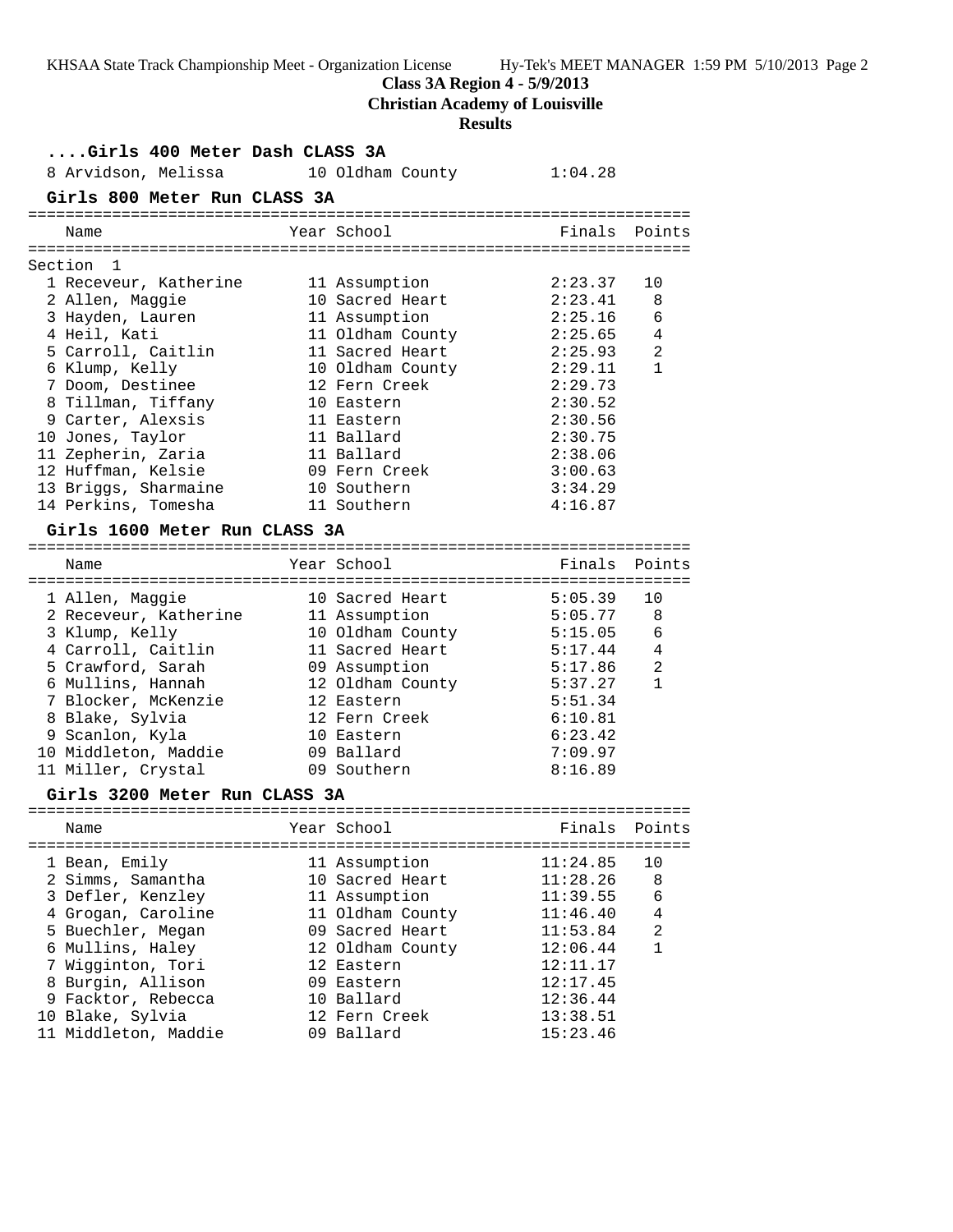**Class 3A Region 4 - 5/9/2013**

**Christian Academy of Louisville**

**Results**

### ....Girls 400 Meter Dash CLASS 3A

| Place | Name | Year | School | Finals |
|---|---|---|---|---|
| 8 | Arvidson, Melissa | 10 | Oldham County | 1:04.28 |

### Girls 800 Meter Run CLASS 3A

Section 1

| Place | Name | Year | School | Finals | Points |
|---|---|---|---|---|---|
| 1 | Receveur, Katherine | 11 | Assumption | 2:23.37 | 10 |
| 2 | Allen, Maggie | 10 | Sacred Heart | 2:23.41 | 8 |
| 3 | Hayden, Lauren | 11 | Assumption | 2:25.16 | 6 |
| 4 | Heil, Kati | 11 | Oldham County | 2:25.65 | 4 |
| 5 | Carroll, Caitlin | 11 | Sacred Heart | 2:25.93 | 2 |
| 6 | Klump, Kelly | 10 | Oldham County | 2:29.11 | 1 |
| 7 | Doom, Destinee | 12 | Fern Creek | 2:29.73 | |
| 8 | Tillman, Tiffany | 10 | Eastern | 2:30.52 | |
| 9 | Carter, Alexsis | 11 | Eastern | 2:30.56 | |
| 10 | Jones, Taylor | 11 | Ballard | 2:30.75 | |
| 11 | Zepherin, Zaria | 11 | Ballard | 2:38.06 | |
| 12 | Huffman, Kelsie | 09 | Fern Creek | 3:00.63 | |
| 13 | Briggs, Sharmaine | 10 | Southern | 3:34.29 | |
| 14 | Perkins, Tomesha | 11 | Southern | 4:16.87 | |

### Girls 1600 Meter Run CLASS 3A

| Place | Name | Year | School | Finals | Points |
|---|---|---|---|---|---|
| 1 | Allen, Maggie | 10 | Sacred Heart | 5:05.39 | 10 |
| 2 | Receveur, Katherine | 11 | Assumption | 5:05.77 | 8 |
| 3 | Klump, Kelly | 10 | Oldham County | 5:15.05 | 6 |
| 4 | Carroll, Caitlin | 11 | Sacred Heart | 5:17.44 | 4 |
| 5 | Crawford, Sarah | 09 | Assumption | 5:17.86 | 2 |
| 6 | Mullins, Hannah | 12 | Oldham County | 5:37.27 | 1 |
| 7 | Blocker, McKenzie | 12 | Eastern | 5:51.34 | |
| 8 | Blake, Sylvia | 12 | Fern Creek | 6:10.81 | |
| 9 | Scanlon, Kyla | 10 | Eastern | 6:23.42 | |
| 10 | Middleton, Maddie | 09 | Ballard | 7:09.97 | |
| 11 | Miller, Crystal | 09 | Southern | 8:16.89 | |

### Girls 3200 Meter Run CLASS 3A

| Place | Name | Year | School | Finals | Points |
|---|---|---|---|---|---|
| 1 | Bean, Emily | 11 | Assumption | 11:24.85 | 10 |
| 2 | Simms, Samantha | 10 | Sacred Heart | 11:28.26 | 8 |
| 3 | Defler, Kenzley | 11 | Assumption | 11:39.55 | 6 |
| 4 | Grogan, Caroline | 11 | Oldham County | 11:46.40 | 4 |
| 5 | Buechler, Megan | 09 | Sacred Heart | 11:53.84 | 2 |
| 6 | Mullins, Haley | 12 | Oldham County | 12:06.44 | 1 |
| 7 | Wigginton, Tori | 12 | Eastern | 12:11.17 | |
| 8 | Burgin, Allison | 09 | Eastern | 12:17.45 | |
| 9 | Facktor, Rebecca | 10 | Ballard | 12:36.44 | |
| 10 | Blake, Sylvia | 12 | Fern Creek | 13:38.51 | |
| 11 | Middleton, Maddie | 09 | Ballard | 15:23.46 | |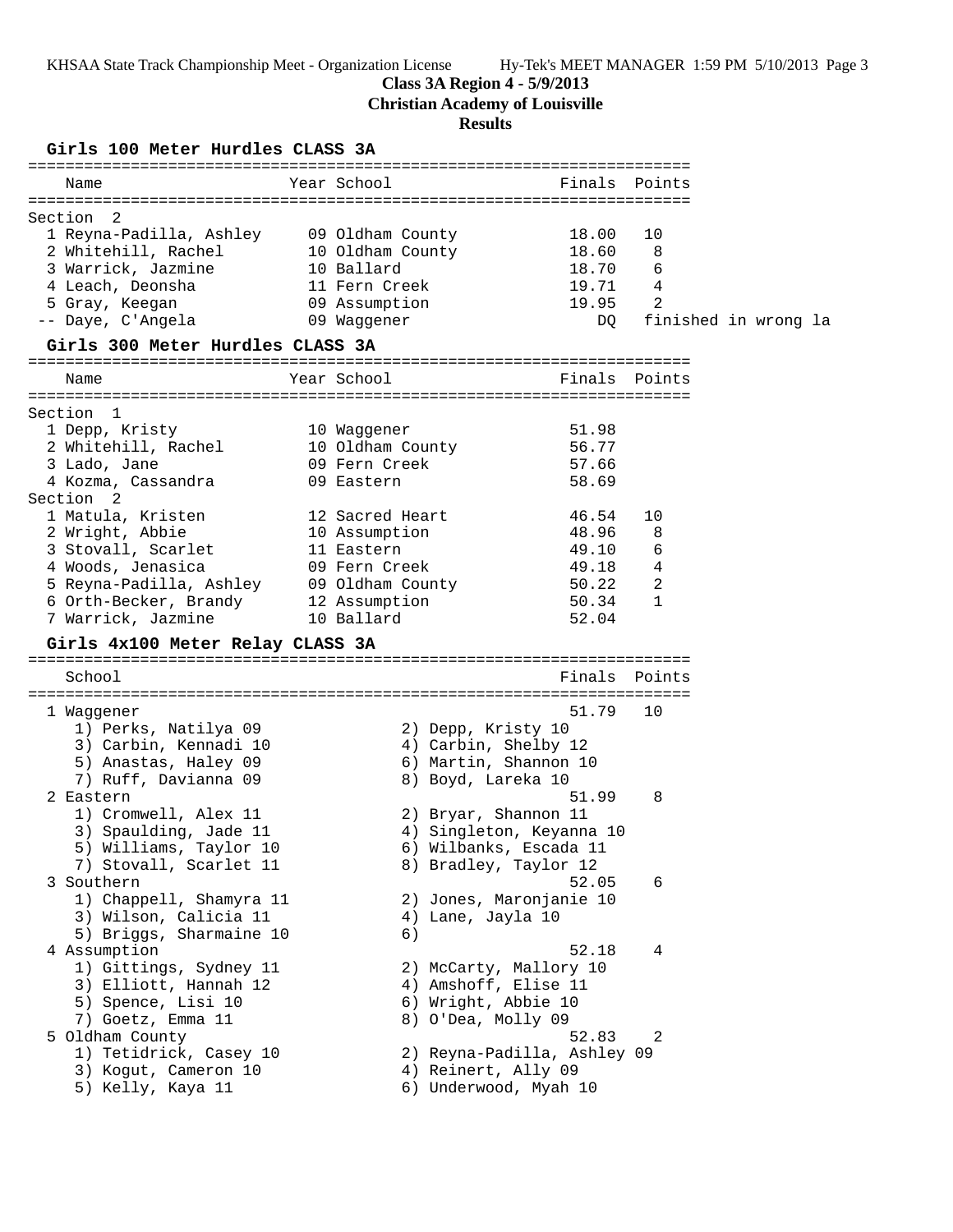**Class 3A Region 4 - 5/9/2013**
**Christian Academy of Louisville**
**Results**

### Girls 100 Meter Hurdles CLASS 3A

| Name | Year | School | Finals | Points |
|---|---|---|---|---|
| Section 2 | | | | |
| 1 Reyna-Padilla, Ashley | 09 | Oldham County | 18.00 | 10 |
| 2 Whitehill, Rachel | 10 | Oldham County | 18.60 | 8 |
| 3 Warrick, Jazmine | 10 | Ballard | 18.70 | 6 |
| 4 Leach, Deonsha | 11 | Fern Creek | 19.71 | 4 |
| 5 Gray, Keegan | 09 | Assumption | 19.95 | 2 |
| -- Daye, C'Angela | 09 | Waggener | DQ | finished in wrong la |

### Girls 300 Meter Hurdles CLASS 3A

| Name | Year | School | Finals | Points |
|---|---|---|---|---|
| Section 1 | | | | |
| 1 Depp, Kristy | 10 | Waggener | 51.98 | |
| 2 Whitehill, Rachel | 10 | Oldham County | 56.77 | |
| 3 Lado, Jane | 09 | Fern Creek | 57.66 | |
| 4 Kozma, Cassandra | 09 | Eastern | 58.69 | |
| Section 2 | | | | |
| 1 Matula, Kristen | 12 | Sacred Heart | 46.54 | 10 |
| 2 Wright, Abbie | 10 | Assumption | 48.96 | 8 |
| 3 Stovall, Scarlet | 11 | Eastern | 49.10 | 6 |
| 4 Woods, Jenasica | 09 | Fern Creek | 49.18 | 4 |
| 5 Reyna-Padilla, Ashley | 09 | Oldham County | 50.22 | 2 |
| 6 Orth-Becker, Brandy | 12 | Assumption | 50.34 | 1 |
| 7 Warrick, Jazmine | 10 | Ballard | 52.04 | |

### Girls 4x100 Meter Relay CLASS 3A

| School | Finals | Points |
|---|---|---|
| 1 Waggener | 51.79 | 10 |
| 1) Perks, Natilya 09; 2) Depp, Kristy 10; 3) Carbin, Kennadi 10; 4) Carbin, Shelby 12; 5) Anastas, Haley 09; 6) Martin, Shannon 10; 7) Ruff, Davianna 09; 8) Boyd, Lareka 10 | | |
| 2 Eastern | 51.99 | 8 |
| 1) Cromwell, Alex 11; 2) Bryar, Shannon 11; 3) Spaulding, Jade 11; 4) Singleton, Keyanna 10; 5) Williams, Taylor 10; 6) Wilbanks, Escada 11; 7) Stovall, Scarlet 11; 8) Bradley, Taylor 12 | | |
| 3 Southern | 52.05 | 6 |
| 1) Chappell, Shamyra 11; 2) Jones, Maronjanie 10; 3) Wilson, Calicia 11; 4) Lane, Jayla 10; 5) Briggs, Sharmaine 10; 6) | | |
| 4 Assumption | 52.18 | 4 |
| 1) Gittings, Sydney 11; 2) McCarty, Mallory 10; 3) Elliott, Hannah 12; 4) Amshoff, Elise 11; 5) Spence, Lisi 10; 6) Wright, Abbie 10; 7) Goetz, Emma 11; 8) O'Dea, Molly 09 | | |
| 5 Oldham County | 52.83 | 2 |
| 1) Tetidrick, Casey 10; 2) Reyna-Padilla, Ashley 09; 3) Kogut, Cameron 10; 4) Reinert, Ally 09; 5) Kelly, Kaya 11; 6) Underwood, Myah 10 | | |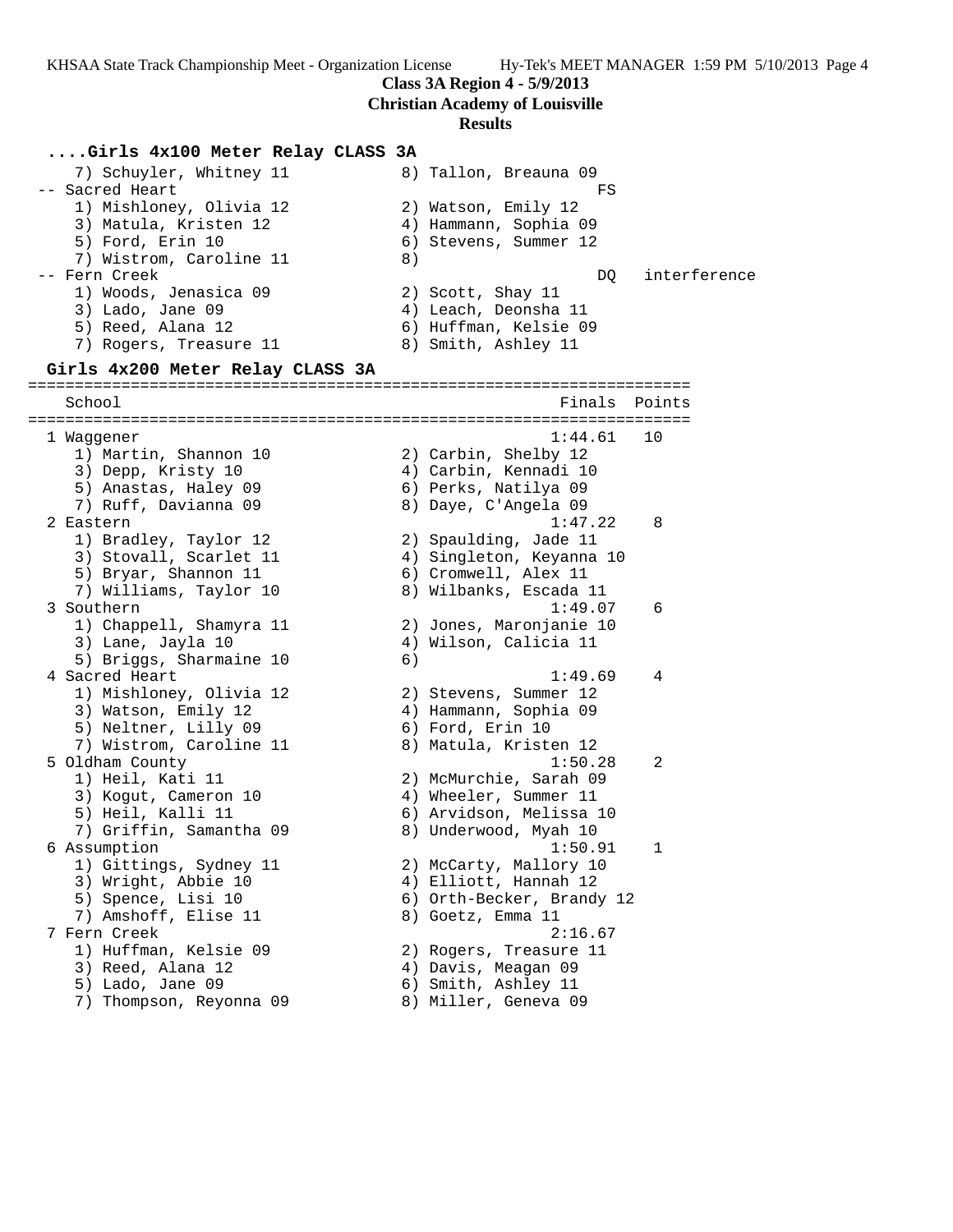**Class 3A Region 4 - 5/9/2013**

**Christian Academy of Louisville**

**Results**

### ....Girls 4x100 Meter Relay CLASS 3A

```
   7) Schuyler, Whitney 11          8) Tallon, Breauna 09
-- Sacred Heart                                      FS
   1) Mishloney, Olivia 12          2) Watson, Emily 12
   3) Matula, Kristen 12            4) Hammann, Sophia 09
   5) Ford, Erin 10                 6) Stevens, Summer 12
   7) Wistrom, Caroline 11          8)
-- Fern Creek                                        DQ   interference
   1) Woods, Jenasica 09            2) Scott, Shay 11
   3) Lado, Jane 09                 4) Leach, Deonsha 11
   5) Reed, Alana 12                6) Huffman, Kelsie 09
   7) Rogers, Treasure 11           8) Smith, Ashley 11
```

### Girls 4x200 Meter Relay CLASS 3A

```
=====================================================================
   School                                            Finals  Points
=====================================================================
 1 Waggener                                         1:44.61   10
   1) Martin, Shannon 10            2) Carbin, Shelby 12
   3) Depp, Kristy 10               4) Carbin, Kennadi 10
   5) Anastas, Haley 09             6) Perks, Natilya 09
   7) Ruff, Davianna 09             8) Daye, C'Angela 09
 2 Eastern                                          1:47.22    8
   1) Bradley, Taylor 12            2) Spaulding, Jade 11
   3) Stovall, Scarlet 11           4) Singleton, Keyanna 10
   5) Bryar, Shannon 11             6) Cromwell, Alex 11
   7) Williams, Taylor 10           8) Wilbanks, Escada 11
 3 Southern                                         1:49.07    6
   1) Chappell, Shamyra 11          2) Jones, Maronjanie 10
   3) Lane, Jayla 10                4) Wilson, Calicia 11
   5) Briggs, Sharmaine 10          6)
 4 Sacred Heart                                     1:49.69    4
   1) Mishloney, Olivia 12          2) Stevens, Summer 12
   3) Watson, Emily 12              4) Hammann, Sophia 09
   5) Neltner, Lilly 09             6) Ford, Erin 10
   7) Wistrom, Caroline 11          8) Matula, Kristen 12
 5 Oldham County                                    1:50.28    2
   1) Heil, Kati 11                 2) McMurchie, Sarah 09
   3) Kogut, Cameron 10             4) Wheeler, Summer 11
   5) Heil, Kalli 11                6) Arvidson, Melissa 10
   7) Griffin, Samantha 09          8) Underwood, Myah 10
 6 Assumption                                       1:50.91    1
   1) Gittings, Sydney 11           2) McCarty, Mallory 10
   3) Wright, Abbie 10              4) Elliott, Hannah 12
   5) Spence, Lisi 10               6) Orth-Becker, Brandy 12
   7) Amshoff, Elise 11             8) Goetz, Emma 11
 7 Fern Creek                                       2:16.67
   1) Huffman, Kelsie 09            2) Rogers, Treasure 11
   3) Reed, Alana 12                4) Davis, Meagan 09
   5) Lado, Jane 09                 6) Smith, Ashley 11
   7) Thompson, Reyonna 09          8) Miller, Geneva 09
```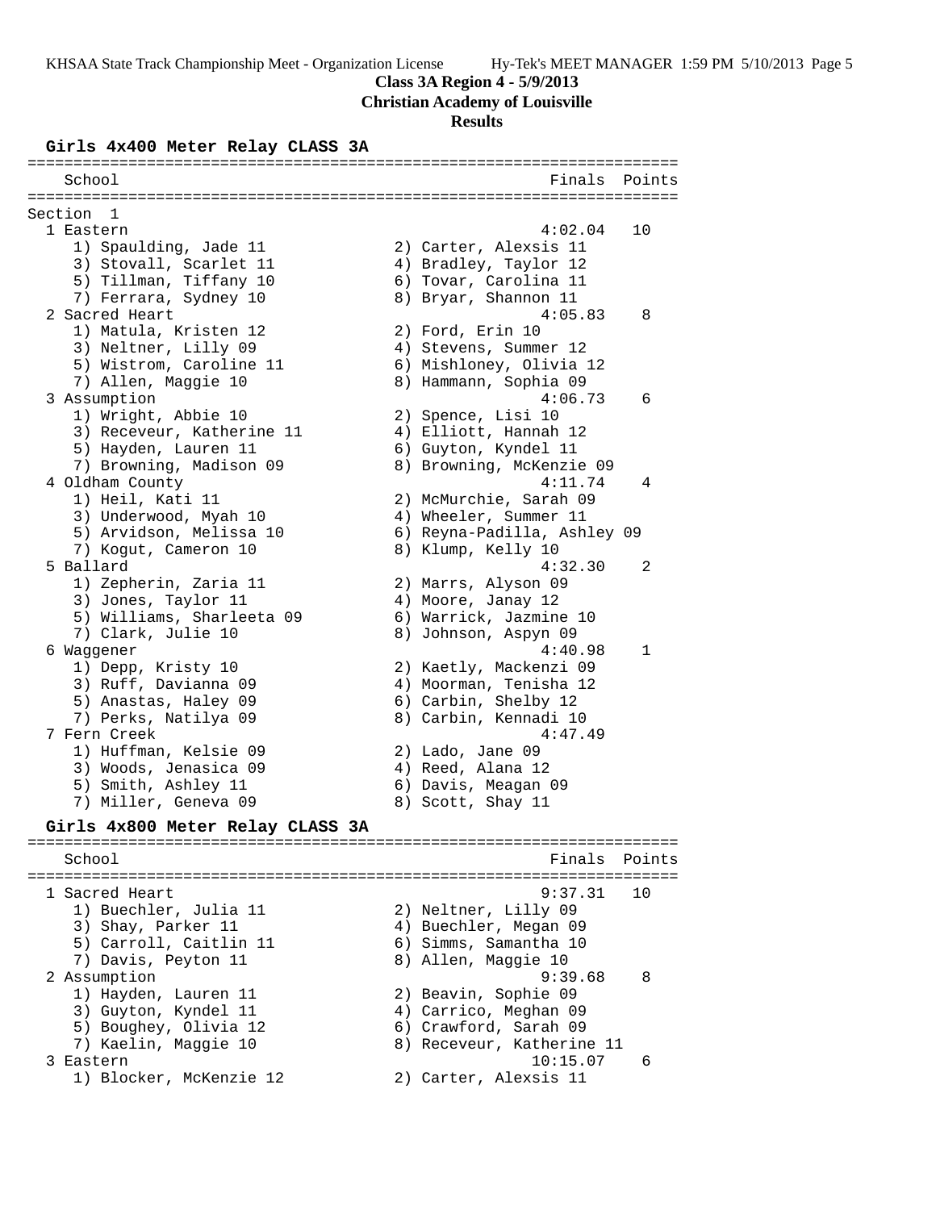**Class 3A Region 4 - 5/9/2013**

**Christian Academy of Louisville**

**Results**

## Girls 4x400 Meter Relay CLASS 3A

```
=======================================================================
    School                                               Finals  Points
=======================================================================
Section  1
  1 Eastern                                             4:02.04   10
     1) Spaulding, Jade 11              2) Carter, Alexsis 11
     3) Stovall, Scarlet 11             4) Bradley, Taylor 12
     5) Tillman, Tiffany 10             6) Tovar, Carolina 11
     7) Ferrara, Sydney 10              8) Bryar, Shannon 11
  2 Sacred Heart                                        4:05.83    8
     1) Matula, Kristen 12              2) Ford, Erin 10
     3) Neltner, Lilly 09               4) Stevens, Summer 12
     5) Wistrom, Caroline 11            6) Mishloney, Olivia 12
     7) Allen, Maggie 10                8) Hammann, Sophia 09
  3 Assumption                                          4:06.73    6
     1) Wright, Abbie 10                2) Spence, Lisi 10
     3) Receveur, Katherine 11          4) Elliott, Hannah 12
     5) Hayden, Lauren 11               6) Guyton, Kyndel 11
     7) Browning, Madison 09            8) Browning, McKenzie 09
  4 Oldham County                                       4:11.74    4
     1) Heil, Kati 11                   2) McMurchie, Sarah 09
     3) Underwood, Myah 10              4) Wheeler, Summer 11
     5) Arvidson, Melissa 10            6) Reyna-Padilla, Ashley 09
     7) Kogut, Cameron 10               8) Klump, Kelly 10
  5 Ballard                                             4:32.30    2
     1) Zepherin, Zaria 11              2) Marrs, Alyson 09
     3) Jones, Taylor 11                4) Moore, Janay 12
     5) Williams, Sharleeta 09          6) Warrick, Jazmine 10
     7) Clark, Julie 10                 8) Johnson, Aspyn 09
  6 Waggener                                            4:40.98    1
     1) Depp, Kristy 10                 2) Kaetly, Mackenzi 09
     3) Ruff, Davianna 09               4) Moorman, Tenisha 12
     5) Anastas, Haley 09               6) Carbin, Shelby 12
     7) Perks, Natilya 09               8) Carbin, Kennadi 10
  7 Fern Creek                                          4:47.49
     1) Huffman, Kelsie 09              2) Lado, Jane 09
     3) Woods, Jenasica 09              4) Reed, Alana 12
     5) Smith, Ashley 11                6) Davis, Meagan 09
     7) Miller, Geneva 09               8) Scott, Shay 11
```

## Girls 4x800 Meter Relay CLASS 3A

```
=======================================================================
    School                                               Finals  Points
=======================================================================
  1 Sacred Heart                                        9:37.31   10
     1) Buechler, Julia 11              2) Neltner, Lilly 09
     3) Shay, Parker 11                 4) Buechler, Megan 09
     5) Carroll, Caitlin 11             6) Simms, Samantha 10
     7) Davis, Peyton 11                8) Allen, Maggie 10
  2 Assumption                                          9:39.68    8
     1) Hayden, Lauren 11               2) Beavin, Sophie 09
     3) Guyton, Kyndel 11               4) Carrico, Meghan 09
     5) Boughey, Olivia 12              6) Crawford, Sarah 09
     7) Kaelin, Maggie 10               8) Receveur, Katherine 11
  3 Eastern                                            10:15.07    6
     1) Blocker, McKenzie 12            2) Carter, Alexsis 11
```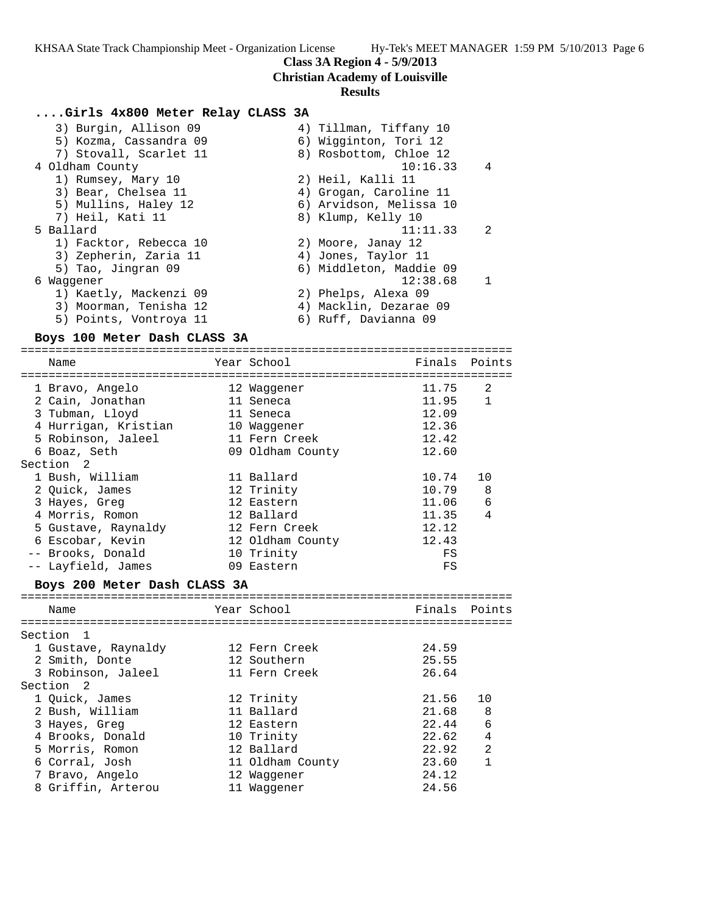**Class 3A Region 4 - 5/9/2013**
**Christian Academy of Louisville**
**Results**

### ....Girls 4x800 Meter Relay CLASS 3A

3) Burgin, Allison 09 — 4) Tillman, Tiffany 10
5) Kozma, Cassandra 09 — 6) Wigginton, Tori 12
7) Stovall, Scarlet 11 — 8) Rosbottom, Chloe 12

| School | Finals | Points |
|---|---|---|
| 4 Oldham County | 10:16.33 | 4 |

1) Rumsey, Mary 10 — 2) Heil, Kalli 11
3) Bear, Chelsea 11 — 4) Grogan, Caroline 11
5) Mullins, Haley 12 — 6) Arvidson, Melissa 10
7) Heil, Kati 11 — 8) Klump, Kelly 10

| School | Finals | Points |
|---|---|---|
| 5 Ballard | 11:11.33 | 2 |

1) Facktor, Rebecca 10 — 2) Moore, Janay 12
3) Zepherin, Zaria 11 — 4) Jones, Taylor 11
5) Tao, Jingran 09 — 6) Middleton, Maddie 09

| School | Finals | Points |
|---|---|---|
| 6 Waggener | 12:38.68 | 1 |

1) Kaetly, Mackenzi 09 — 2) Phelps, Alexa 09
3) Moorman, Tenisha 12 — 4) Macklin, Dezarae 09
5) Points, Vontroya 11 — 6) Ruff, Davianna 09

### Boys 100 Meter Dash CLASS 3A

| Name | Year | School | Finals | Points |
|---|---|---|---|---|
| 1 Bravo, Angelo | 12 | Waggener | 11.75 | 2 |
| 2 Cain, Jonathan | 11 | Seneca | 11.95 | 1 |
| 3 Tubman, Lloyd | 11 | Seneca | 12.09 | |
| 4 Hurrigan, Kristian | 10 | Waggener | 12.36 | |
| 5 Robinson, Jaleel | 11 | Fern Creek | 12.42 | |
| 6 Boaz, Seth | 09 | Oldham County | 12.60 | |
| **Section 2** | | | | |
| 1 Bush, William | 11 | Ballard | 10.74 | 10 |
| 2 Quick, James | 12 | Trinity | 10.79 | 8 |
| 3 Hayes, Greg | 12 | Eastern | 11.06 | 6 |
| 4 Morris, Romon | 12 | Ballard | 11.35 | 4 |
| 5 Gustave, Raynaldy | 12 | Fern Creek | 12.12 | |
| 6 Escobar, Kevin | 12 | Oldham County | 12.43 | |
| -- Brooks, Donald | 10 | Trinity | FS | |
| -- Layfield, James | 09 | Eastern | FS | |

### Boys 200 Meter Dash CLASS 3A

| Name | Year | School | Finals | Points |
|---|---|---|---|---|
| **Section 1** | | | | |
| 1 Gustave, Raynaldy | 12 | Fern Creek | 24.59 | |
| 2 Smith, Donte | 12 | Southern | 25.55 | |
| 3 Robinson, Jaleel | 11 | Fern Creek | 26.64 | |
| **Section 2** | | | | |
| 1 Quick, James | 12 | Trinity | 21.56 | 10 |
| 2 Bush, William | 11 | Ballard | 21.68 | 8 |
| 3 Hayes, Greg | 12 | Eastern | 22.44 | 6 |
| 4 Brooks, Donald | 10 | Trinity | 22.62 | 4 |
| 5 Morris, Romon | 12 | Ballard | 22.92 | 2 |
| 6 Corral, Josh | 11 | Oldham County | 23.60 | 1 |
| 7 Bravo, Angelo | 12 | Waggener | 24.12 | |
| 8 Griffin, Arterou | 11 | Waggener | 24.56 | |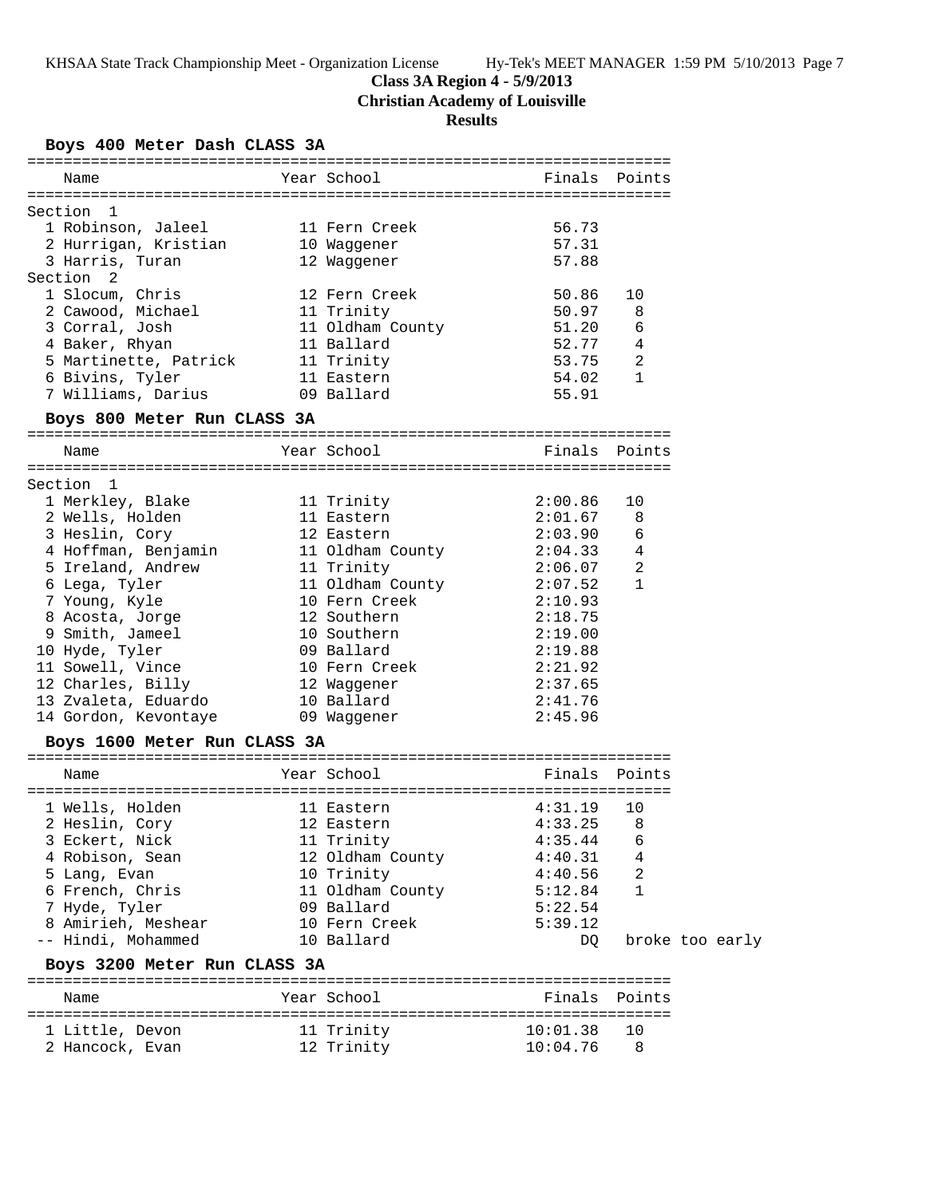**Class 3A Region 4 - 5/9/2013**

**Christian Academy of Louisville**

**Results**

## Boys 400 Meter Dash CLASS 3A

| Name | Year | School | Finals | Points |
|---|---|---|---|---|
| **Section 1** | | | | |
| 1 Robinson, Jaleel | 11 | Fern Creek | 56.73 | |
| 2 Hurrigan, Kristian | 10 | Waggener | 57.31 | |
| 3 Harris, Turan | 12 | Waggener | 57.88 | |
| **Section 2** | | | | |
| 1 Slocum, Chris | 12 | Fern Creek | 50.86 | 10 |
| 2 Cawood, Michael | 11 | Trinity | 50.97 | 8 |
| 3 Corral, Josh | 11 | Oldham County | 51.20 | 6 |
| 4 Baker, Rhyan | 11 | Ballard | 52.77 | 4 |
| 5 Martinette, Patrick | 11 | Trinity | 53.75 | 2 |
| 6 Bivins, Tyler | 11 | Eastern | 54.02 | 1 |
| 7 Williams, Darius | 09 | Ballard | 55.91 | |

## Boys 800 Meter Run CLASS 3A

| Name | Year | School | Finals | Points |
|---|---|---|---|---|
| **Section 1** | | | | |
| 1 Merkley, Blake | 11 | Trinity | 2:00.86 | 10 |
| 2 Wells, Holden | 11 | Eastern | 2:01.67 | 8 |
| 3 Heslin, Cory | 12 | Eastern | 2:03.90 | 6 |
| 4 Hoffman, Benjamin | 11 | Oldham County | 2:04.33 | 4 |
| 5 Ireland, Andrew | 11 | Trinity | 2:06.07 | 2 |
| 6 Lega, Tyler | 11 | Oldham County | 2:07.52 | 1 |
| 7 Young, Kyle | 10 | Fern Creek | 2:10.93 | |
| 8 Acosta, Jorge | 12 | Southern | 2:18.75 | |
| 9 Smith, Jameel | 10 | Southern | 2:19.00 | |
| 10 Hyde, Tyler | 09 | Ballard | 2:19.88 | |
| 11 Sowell, Vince | 10 | Fern Creek | 2:21.92 | |
| 12 Charles, Billy | 12 | Waggener | 2:37.65 | |
| 13 Zvaleta, Eduardo | 10 | Ballard | 2:41.76 | |
| 14 Gordon, Kevontaye | 09 | Waggener | 2:45.96 | |

## Boys 1600 Meter Run CLASS 3A

| Name | Year | School | Finals | Points |
|---|---|---|---|---|
| 1 Wells, Holden | 11 | Eastern | 4:31.19 | 10 |
| 2 Heslin, Cory | 12 | Eastern | 4:33.25 | 8 |
| 3 Eckert, Nick | 11 | Trinity | 4:35.44 | 6 |
| 4 Robison, Sean | 12 | Oldham County | 4:40.31 | 4 |
| 5 Lang, Evan | 10 | Trinity | 4:40.56 | 2 |
| 6 French, Chris | 11 | Oldham County | 5:12.84 | 1 |
| 7 Hyde, Tyler | 09 | Ballard | 5:22.54 | |
| 8 Amirieh, Meshear | 10 | Fern Creek | 5:39.12 | |
| -- Hindi, Mohammed | 10 | Ballard | DQ | broke too early |

## Boys 3200 Meter Run CLASS 3A

| Name | Year | School | Finals | Points |
|---|---|---|---|---|
| 1 Little, Devon | 11 | Trinity | 10:01.38 | 10 |
| 2 Hancock, Evan | 12 | Trinity | 10:04.76 | 8 |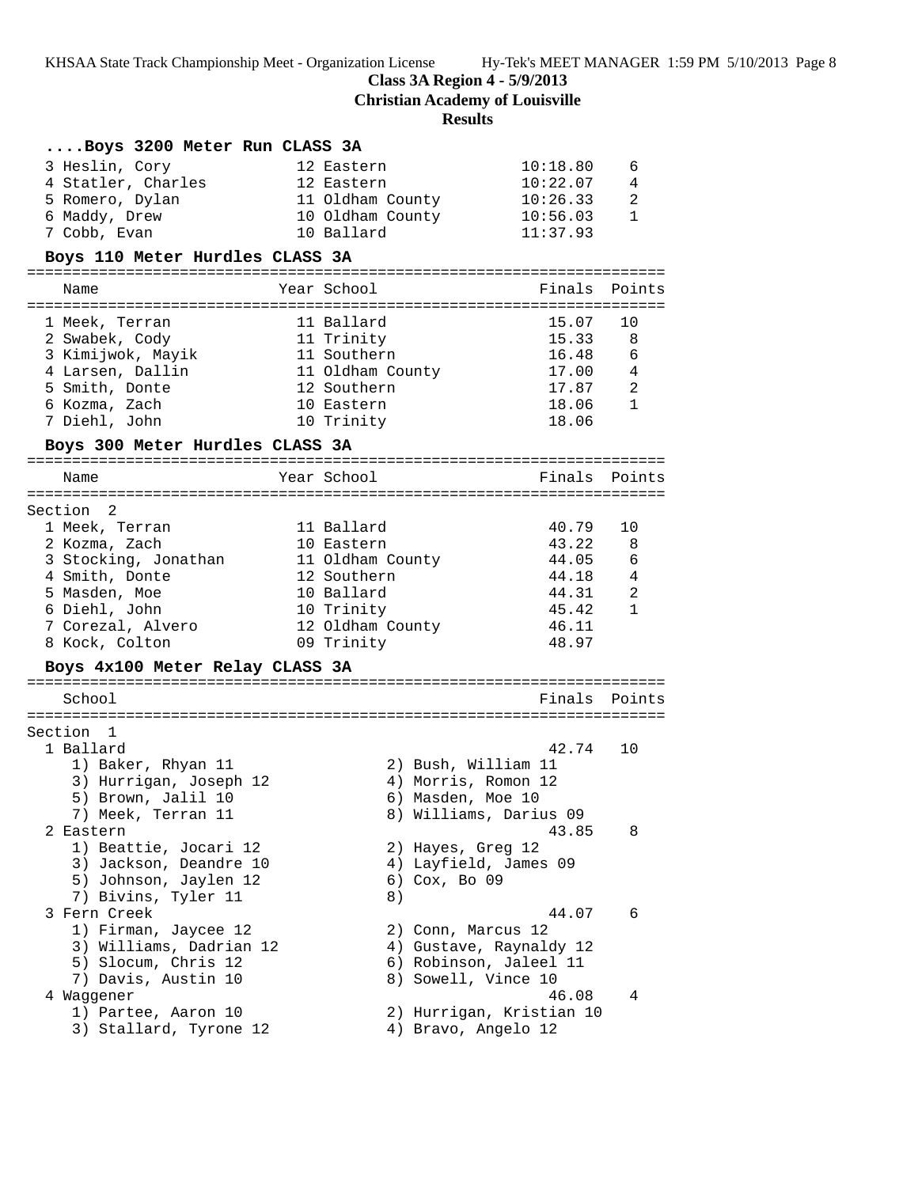**Class 3A Region 4 - 5/9/2013**
**Christian Academy of Louisville**
**Results**

### ....Boys 3200 Meter Run CLASS 3A

| Place | Name | Year | School | Finals | Points |
|---|---|---|---|---|---|
| 3 | Heslin, Cory | 12 | Eastern | 10:18.80 | 6 |
| 4 | Statler, Charles | 12 | Eastern | 10:22.07 | 4 |
| 5 | Romero, Dylan | 11 | Oldham County | 10:26.33 | 2 |
| 6 | Maddy, Drew | 10 | Oldham County | 10:56.03 | 1 |
| 7 | Cobb, Evan | 10 | Ballard | 11:37.93 | |

### Boys 110 Meter Hurdles CLASS 3A

| Place | Name | Year | School | Finals | Points |
|---|---|---|---|---|---|
| 1 | Meek, Terran | 11 | Ballard | 15.07 | 10 |
| 2 | Swabek, Cody | 11 | Trinity | 15.33 | 8 |
| 3 | Kimijwok, Mayik | 11 | Southern | 16.48 | 6 |
| 4 | Larsen, Dallin | 11 | Oldham County | 17.00 | 4 |
| 5 | Smith, Donte | 12 | Southern | 17.87 | 2 |
| 6 | Kozma, Zach | 10 | Eastern | 18.06 | 1 |
| 7 | Diehl, John | 10 | Trinity | 18.06 | |

### Boys 300 Meter Hurdles CLASS 3A

Section 2

| Place | Name | Year | School | Finals | Points |
|---|---|---|---|---|---|
| 1 | Meek, Terran | 11 | Ballard | 40.79 | 10 |
| 2 | Kozma, Zach | 10 | Eastern | 43.22 | 8 |
| 3 | Stocking, Jonathan | 11 | Oldham County | 44.05 | 6 |
| 4 | Smith, Donte | 12 | Southern | 44.18 | 4 |
| 5 | Masden, Moe | 10 | Ballard | 44.31 | 2 |
| 6 | Diehl, John | 10 | Trinity | 45.42 | 1 |
| 7 | Corezal, Alvero | 12 | Oldham County | 46.11 | |
| 8 | Kock, Colton | 09 | Trinity | 48.97 | |

### Boys 4x100 Meter Relay CLASS 3A

Section 1

| Place | School | Finals | Points |
|---|---|---|---|
| 1 | Ballard | 42.74 | 10 |
| 2 | Eastern | 43.85 | 8 |
| 3 | Fern Creek | 44.07 | 6 |
| 4 | Waggener | 46.08 | 4 |

1 Ballard — 42.74 — 10
- 1) Baker, Rhyan 11
- 2) Bush, William 11
- 3) Hurrigan, Joseph 12
- 4) Morris, Romon 12
- 5) Brown, Jalil 10
- 6) Masden, Moe 10
- 7) Meek, Terran 11
- 8) Williams, Darius 09

2 Eastern — 43.85 — 8
- 1) Beattie, Jocari 12
- 2) Hayes, Greg 12
- 3) Jackson, Deandre 10
- 4) Layfield, James 09
- 5) Johnson, Jaylen 12
- 6) Cox, Bo 09
- 7) Bivins, Tyler 11
- 8)

3 Fern Creek — 44.07 — 6
- 1) Firman, Jaycee 12
- 2) Conn, Marcus 12
- 3) Williams, Dadrian 12
- 4) Gustave, Raynaldy 12
- 5) Slocum, Chris 12
- 6) Robinson, Jaleel 11
- 7) Davis, Austin 10
- 8) Sowell, Vince 10

4 Waggener — 46.08 — 4
- 1) Partee, Aaron 10
- 2) Hurrigan, Kristian 10
- 3) Stallard, Tyrone 12
- 4) Bravo, Angelo 12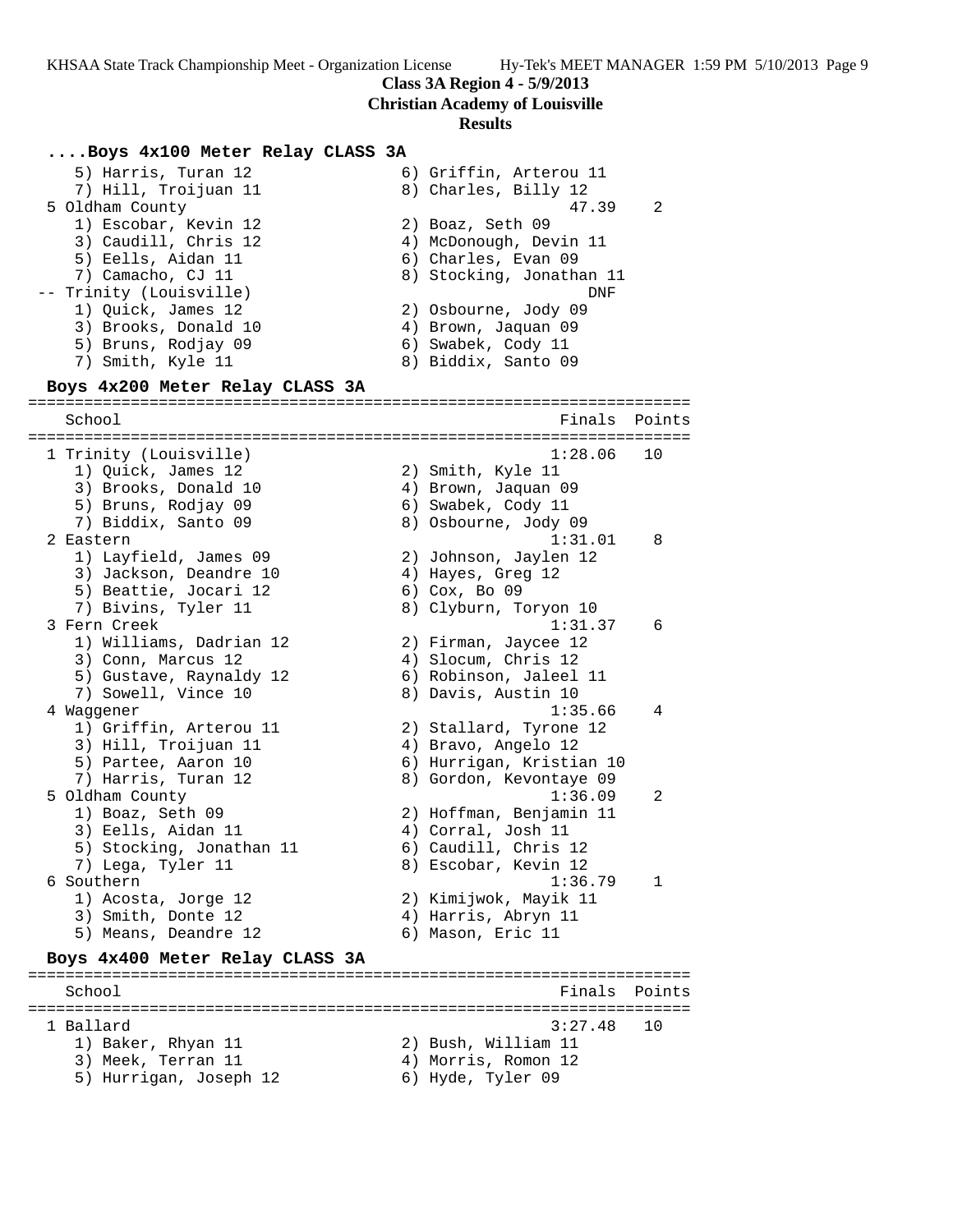**Class 3A Region 4 - 5/9/2013**
**Christian Academy of Louisville**
**Results**

### ....Boys 4x100 Meter Relay CLASS 3A

```
    5) Harris, Turan 12                6) Griffin, Arterou 11
    7) Hill, Troijuan 11               8) Charles, Billy 12
  5 Oldham County                                  47.39    2
    1) Escobar, Kevin 12               2) Boaz, Seth 09
    3) Caudill, Chris 12               4) McDonough, Devin 11
    5) Eells, Aidan 11                 6) Charles, Evan 09
    7) Camacho, CJ 11                  8) Stocking, Jonathan 11
 -- Trinity (Louisville)                             DNF
    1) Quick, James 12                 2) Osbourne, Jody 09
    3) Brooks, Donald 10               4) Brown, Jaquan 09
    5) Bruns, Rodjay 09                6) Swabek, Cody 11
    7) Smith, Kyle 11                  8) Biddix, Santo 09
```

### Boys 4x200 Meter Relay CLASS 3A

```
=======================================================================
    School                                            Finals  Points
=======================================================================
  1 Trinity (Louisville)                             1:28.06   10
    1) Quick, James 12                 2) Smith, Kyle 11
    3) Brooks, Donald 10               4) Brown, Jaquan 09
    5) Bruns, Rodjay 09                6) Swabek, Cody 11
    7) Biddix, Santo 09                8) Osbourne, Jody 09
  2 Eastern                                          1:31.01    8
    1) Layfield, James 09              2) Johnson, Jaylen 12
    3) Jackson, Deandre 10             4) Hayes, Greg 12
    5) Beattie, Jocari 12              6) Cox, Bo 09
    7) Bivins, Tyler 11                8) Clyburn, Toryon 10
  3 Fern Creek                                       1:31.37    6
    1) Williams, Dadrian 12            2) Firman, Jaycee 12
    3) Conn, Marcus 12                 4) Slocum, Chris 12
    5) Gustave, Raynaldy 12            6) Robinson, Jaleel 11
    7) Sowell, Vince 10                8) Davis, Austin 10
  4 Waggener                                         1:35.66    4
    1) Griffin, Arterou 11             2) Stallard, Tyrone 12
    3) Hill, Troijuan 11               4) Bravo, Angelo 12
    5) Partee, Aaron 10                6) Hurrigan, Kristian 10
    7) Harris, Turan 12                8) Gordon, Kevontaye 09
  5 Oldham County                                    1:36.09    2
    1) Boaz, Seth 09                   2) Hoffman, Benjamin 11
    3) Eells, Aidan 11                 4) Corral, Josh 11
    5) Stocking, Jonathan 11           6) Caudill, Chris 12
    7) Lega, Tyler 11                  8) Escobar, Kevin 12
  6 Southern                                         1:36.79    1
    1) Acosta, Jorge 12                2) Kimijwok, Mayik 11
    3) Smith, Donte 12                 4) Harris, Abryn 11
    5) Means, Deandre 12               6) Mason, Eric 11
```

### Boys 4x400 Meter Relay CLASS 3A

```
=======================================================================
    School                                            Finals  Points
=======================================================================
  1 Ballard                                          3:27.48   10
    1) Baker, Rhyan 11                 2) Bush, William 11
    3) Meek, Terran 11                 4) Morris, Romon 12
    5) Hurrigan, Joseph 12             6) Hyde, Tyler 09
```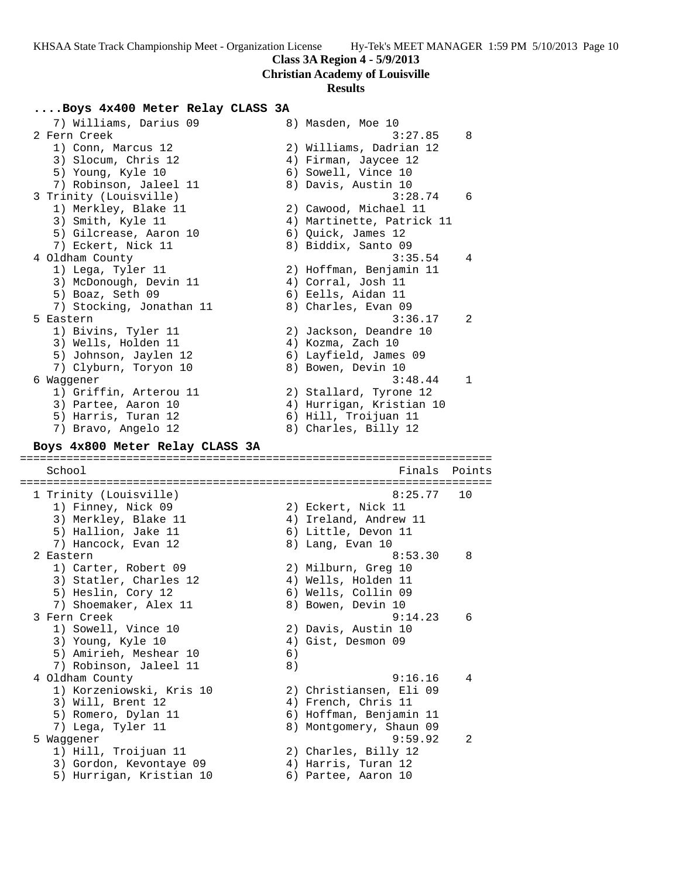**Class 3A Region 4 - 5/9/2013**
**Christian Academy of Louisville**
**Results**

### ....Boys 4x400 Meter Relay CLASS 3A

```
   7) Williams, Darius 09            8) Masden, Moe 10
 2 Fern Creek                                   3:27.85    8
   1) Conn, Marcus 12                2) Williams, Dadrian 12
   3) Slocum, Chris 12               4) Firman, Jaycee 12
   5) Young, Kyle 10                 6) Sowell, Vince 10
   7) Robinson, Jaleel 11            8) Davis, Austin 10
 3 Trinity (Louisville)                         3:28.74    6
   1) Merkley, Blake 11              2) Cawood, Michael 11
   3) Smith, Kyle 11                 4) Martinette, Patrick 11
   5) Gilcrease, Aaron 10            6) Quick, James 12
   7) Eckert, Nick 11                8) Biddix, Santo 09
 4 Oldham County                                3:35.54    4
   1) Lega, Tyler 11                 2) Hoffman, Benjamin 11
   3) McDonough, Devin 11            4) Corral, Josh 11
   5) Boaz, Seth 09                  6) Eells, Aidan 11
   7) Stocking, Jonathan 11          8) Charles, Evan 09
 5 Eastern                                      3:36.17    2
   1) Bivins, Tyler 11               2) Jackson, Deandre 10
   3) Wells, Holden 11               4) Kozma, Zach 10
   5) Johnson, Jaylen 12             6) Layfield, James 09
   7) Clyburn, Toryon 10             8) Bowen, Devin 10
 6 Waggener                                     3:48.44    1
   1) Griffin, Arterou 11            2) Stallard, Tyrone 12
   3) Partee, Aaron 10               4) Hurrigan, Kristian 10
   5) Harris, Turan 12               6) Hill, Troijuan 11
   7) Bravo, Angelo 12               8) Charles, Billy 12
```

### Boys 4x800 Meter Relay CLASS 3A

```
=======================================================================
   School                                          Finals  Points
=======================================================================
 1 Trinity (Louisville)                         8:25.77   10
   1) Finney, Nick 09                2) Eckert, Nick 11
   3) Merkley, Blake 11              4) Ireland, Andrew 11
   5) Hallion, Jake 11               6) Little, Devon 11
   7) Hancock, Evan 12               8) Lang, Evan 10
 2 Eastern                                      8:53.30    8
   1) Carter, Robert 09              2) Milburn, Greg 10
   3) Statler, Charles 12            4) Wells, Holden 11
   5) Heslin, Cory 12                6) Wells, Collin 09
   7) Shoemaker, Alex 11             8) Bowen, Devin 10
 3 Fern Creek                                   9:14.23    6
   1) Sowell, Vince 10               2) Davis, Austin 10
   3) Young, Kyle 10                 4) Gist, Desmon 09
   5) Amirieh, Meshear 10            6)
   7) Robinson, Jaleel 11            8)
 4 Oldham County                                9:16.16    4
   1) Korzeniowski, Kris 10          2) Christiansen, Eli 09
   3) Will, Brent 12                 4) French, Chris 11
   5) Romero, Dylan 11               6) Hoffman, Benjamin 11
   7) Lega, Tyler 11                 8) Montgomery, Shaun 09
 5 Waggener                                     9:59.92    2
   1) Hill, Troijuan 11              2) Charles, Billy 12
   3) Gordon, Kevontaye 09           4) Harris, Turan 12
   5) Hurrigan, Kristian 10          6) Partee, Aaron 10
```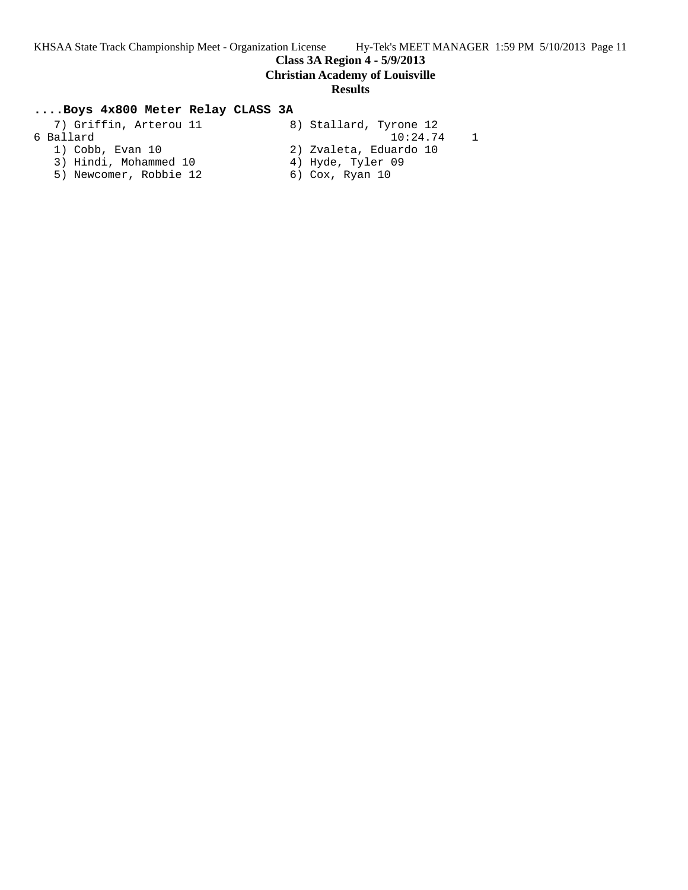**Class 3A Region 4 - 5/9/2013**

**Christian Academy of Louisville**

**Results**

**....Boys 4x800 Meter Relay CLASS 3A**

```
   7) Griffin, Arterou 11            8) Stallard, Tyrone 12
6 Ballard                                      10:24.74    1
   1) Cobb, Evan 10                  2) Zvaleta, Eduardo 10
   3) Hindi, Mohammed 10             4) Hyde, Tyler 09
   5) Newcomer, Robbie 12            6) Cox, Ryan 10
```